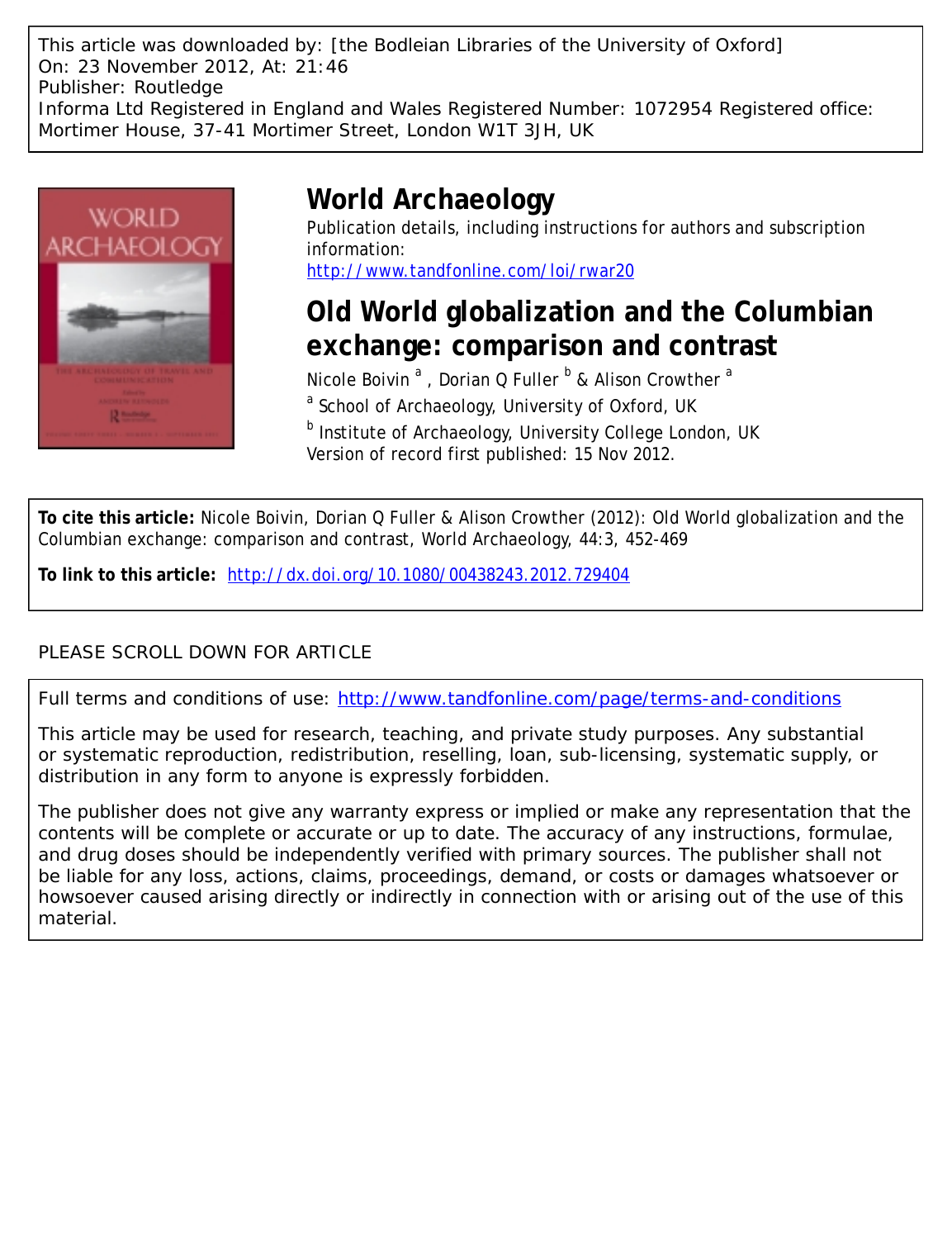This article was downloaded by: [the Bodleian Libraries of the University of Oxford]
On: 23 November 2012, At: 21:46
Publisher: Routledge
Informa Ltd Registered in England and Wales Registered Number: 1072954 Registered office: Mortimer House, 37-41 Mortimer Street, London W1T 3JH, UK

# World Archaeology

Publication details, including instructions for authors and subscription information:
http://www.tandfonline.com/loi/rwar20

## Old World globalization and the Columbian exchange: comparison and contrast

Nicole Boivin [a] , Dorian Q Fuller [b] & Alison Crowther [a]

[a] School of Archaeology, University of Oxford, UK

[b] Institute of Archaeology, University College London, UK

Version of record first published: 15 Nov 2012.

**To cite this article:** Nicole Boivin, Dorian Q Fuller & Alison Crowther (2012): Old World globalization and the Columbian exchange: comparison and contrast, World Archaeology, 44:3, 452-469

**To link to this article:** http://dx.doi.org/10.1080/00438243.2012.729404

PLEASE SCROLL DOWN FOR ARTICLE

Full terms and conditions of use: http://www.tandfonline.com/page/terms-and-conditions

This article may be used for research, teaching, and private study purposes. Any substantial or systematic reproduction, redistribution, reselling, loan, sub-licensing, systematic supply, or distribution in any form to anyone is expressly forbidden.

The publisher does not give any warranty express or implied or make any representation that the contents will be complete or accurate or up to date. The accuracy of any instructions, formulae, and drug doses should be independently verified with primary sources. The publisher shall not be liable for any loss, actions, claims, proceedings, demand, or costs or damages whatsoever or howsoever caused arising directly or indirectly in connection with or arising out of the use of this material.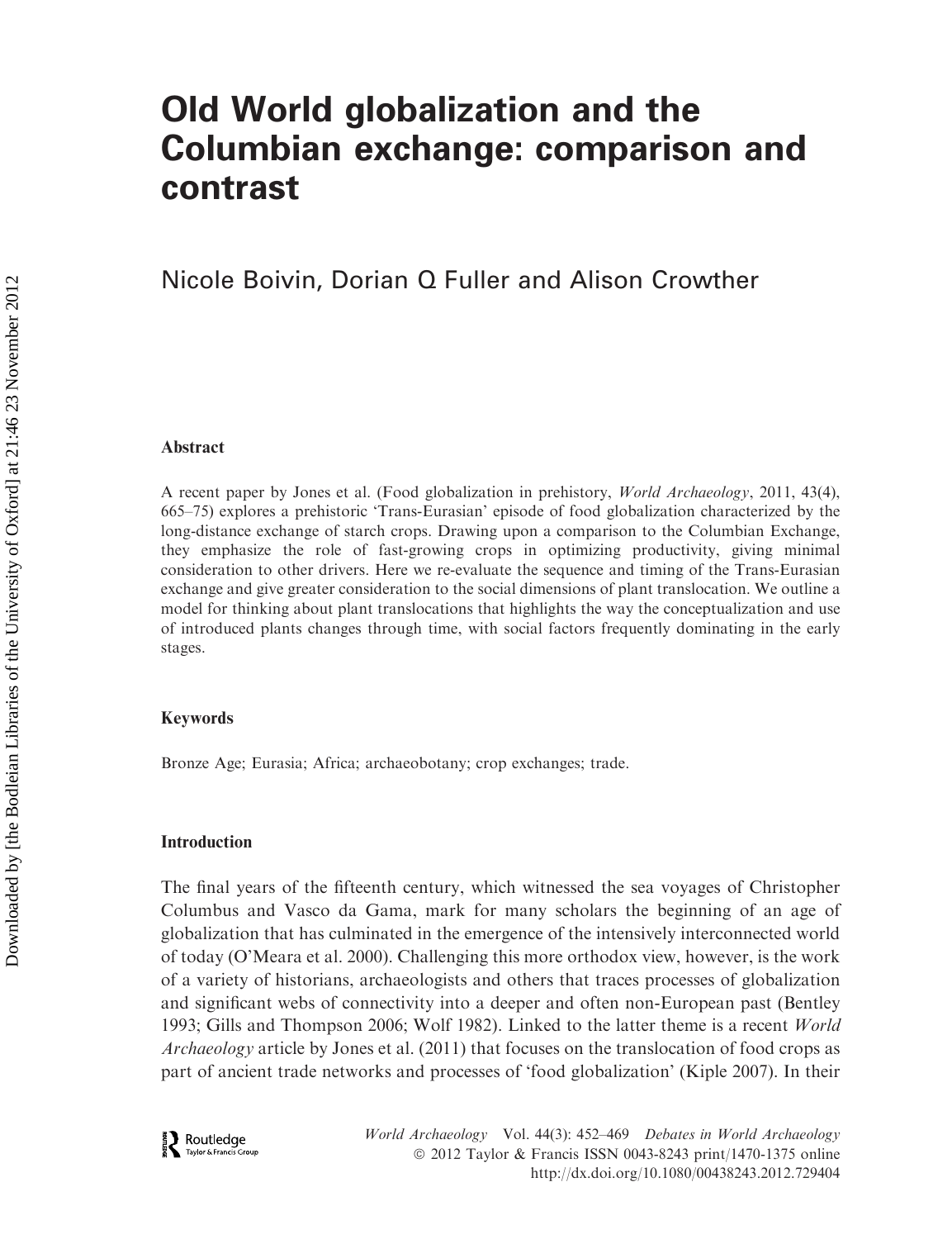# Old World globalization and the Columbian exchange: comparison and contrast

Nicole Boivin, Dorian Q Fuller and Alison Crowther

### Abstract

A recent paper by Jones et al. (Food globalization in prehistory, *World Archaeology*, 2011, 43(4), 665–75) explores a prehistoric 'Trans-Eurasian' episode of food globalization characterized by the long-distance exchange of starch crops. Drawing upon a comparison to the Columbian Exchange, they emphasize the role of fast-growing crops in optimizing productivity, giving minimal consideration to other drivers. Here we re-evaluate the sequence and timing of the Trans-Eurasian exchange and give greater consideration to the social dimensions of plant translocation. We outline a model for thinking about plant translocations that highlights the way the conceptualization and use of introduced plants changes through time, with social factors frequently dominating in the early stages.

### Keywords

Bronze Age; Eurasia; Africa; archaeobotany; crop exchanges; trade.

### Introduction

The final years of the fifteenth century, which witnessed the sea voyages of Christopher Columbus and Vasco da Gama, mark for many scholars the beginning of an age of globalization that has culminated in the emergence of the intensively interconnected world of today (O'Meara et al. 2000). Challenging this more orthodox view, however, is the work of a variety of historians, archaeologists and others that traces processes of globalization and significant webs of connectivity into a deeper and often non-European past (Bentley 1993; Gills and Thompson 2006; Wolf 1982). Linked to the latter theme is a recent *World Archaeology* article by Jones et al. (2011) that focuses on the translocation of food crops as part of ancient trade networks and processes of 'food globalization' (Kiple 2007). In their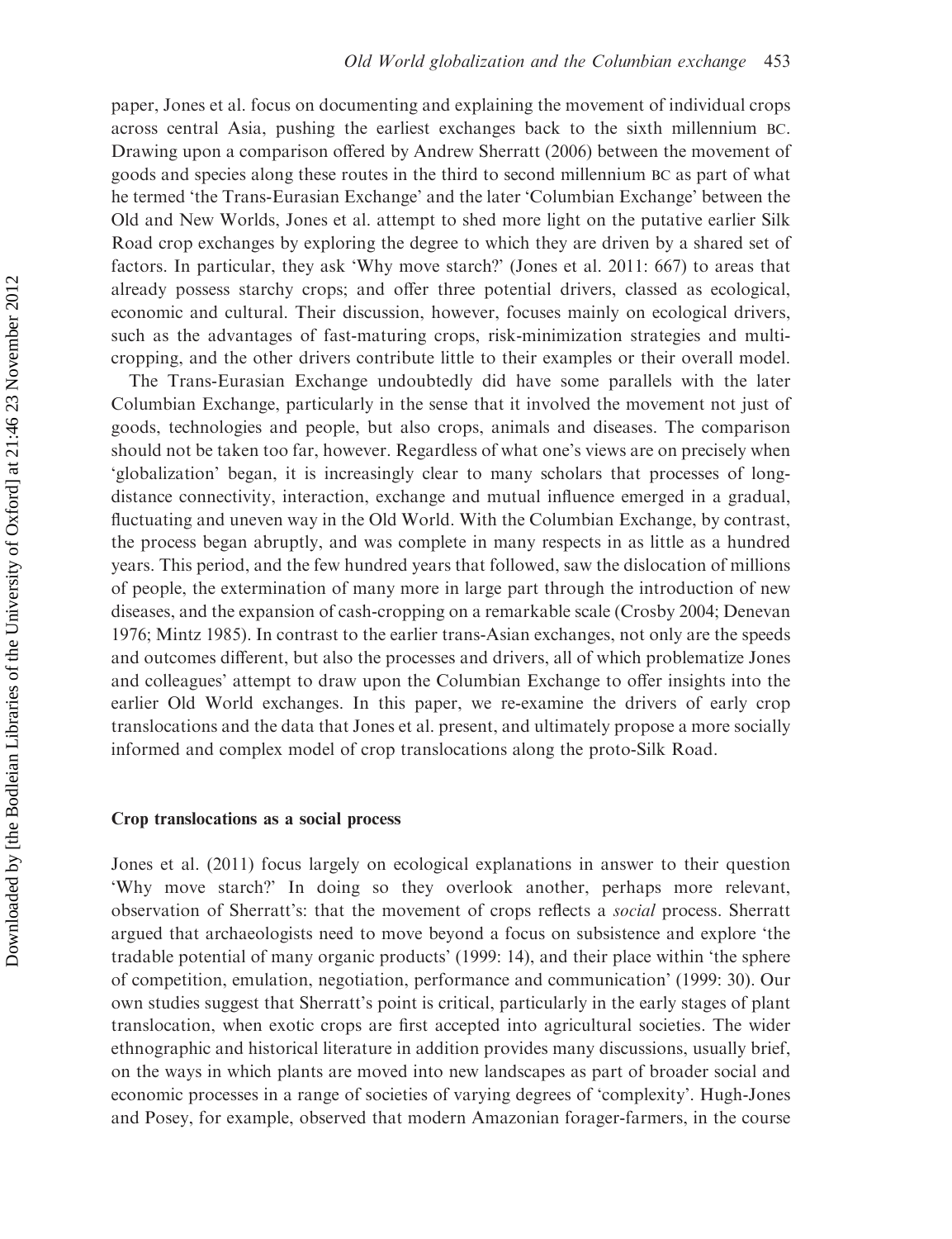paper, Jones et al. focus on documenting and explaining the movement of individual crops across central Asia, pushing the earliest exchanges back to the sixth millennium BC. Drawing upon a comparison offered by Andrew Sherratt (2006) between the movement of goods and species along these routes in the third to second millennium BC as part of what he termed 'the Trans-Eurasian Exchange' and the later 'Columbian Exchange' between the Old and New Worlds, Jones et al. attempt to shed more light on the putative earlier Silk Road crop exchanges by exploring the degree to which they are driven by a shared set of factors. In particular, they ask 'Why move starch?' (Jones et al. 2011: 667) to areas that already possess starchy crops; and offer three potential drivers, classed as ecological, economic and cultural. Their discussion, however, focuses mainly on ecological drivers, such as the advantages of fast-maturing crops, risk-minimization strategies and multi-cropping, and the other drivers contribute little to their examples or their overall model.

The Trans-Eurasian Exchange undoubtedly did have some parallels with the later Columbian Exchange, particularly in the sense that it involved the movement not just of goods, technologies and people, but also crops, animals and diseases. The comparison should not be taken too far, however. Regardless of what one's views are on precisely when 'globalization' began, it is increasingly clear to many scholars that processes of long-distance connectivity, interaction, exchange and mutual influence emerged in a gradual, fluctuating and uneven way in the Old World. With the Columbian Exchange, by contrast, the process began abruptly, and was complete in many respects in as little as a hundred years. This period, and the few hundred years that followed, saw the dislocation of millions of people, the extermination of many more in large part through the introduction of new diseases, and the expansion of cash-cropping on a remarkable scale (Crosby 2004; Denevan 1976; Mintz 1985). In contrast to the earlier trans-Asian exchanges, not only are the speeds and outcomes different, but also the processes and drivers, all of which problematize Jones and colleagues' attempt to draw upon the Columbian Exchange to offer insights into the earlier Old World exchanges. In this paper, we re-examine the drivers of early crop translocations and the data that Jones et al. present, and ultimately propose a more socially informed and complex model of crop translocations along the proto-Silk Road.

## Crop translocations as a social process

Jones et al. (2011) focus largely on ecological explanations in answer to their question 'Why move starch?' In doing so they overlook another, perhaps more relevant, observation of Sherratt's: that the movement of crops reflects a *social* process. Sherratt argued that archaeologists need to move beyond a focus on subsistence and explore 'the tradable potential of many organic products' (1999: 14), and their place within 'the sphere of competition, emulation, negotiation, performance and communication' (1999: 30). Our own studies suggest that Sherratt's point is critical, particularly in the early stages of plant translocation, when exotic crops are first accepted into agricultural societies. The wider ethnographic and historical literature in addition provides many discussions, usually brief, on the ways in which plants are moved into new landscapes as part of broader social and economic processes in a range of societies of varying degrees of 'complexity'. Hugh-Jones and Posey, for example, observed that modern Amazonian forager-farmers, in the course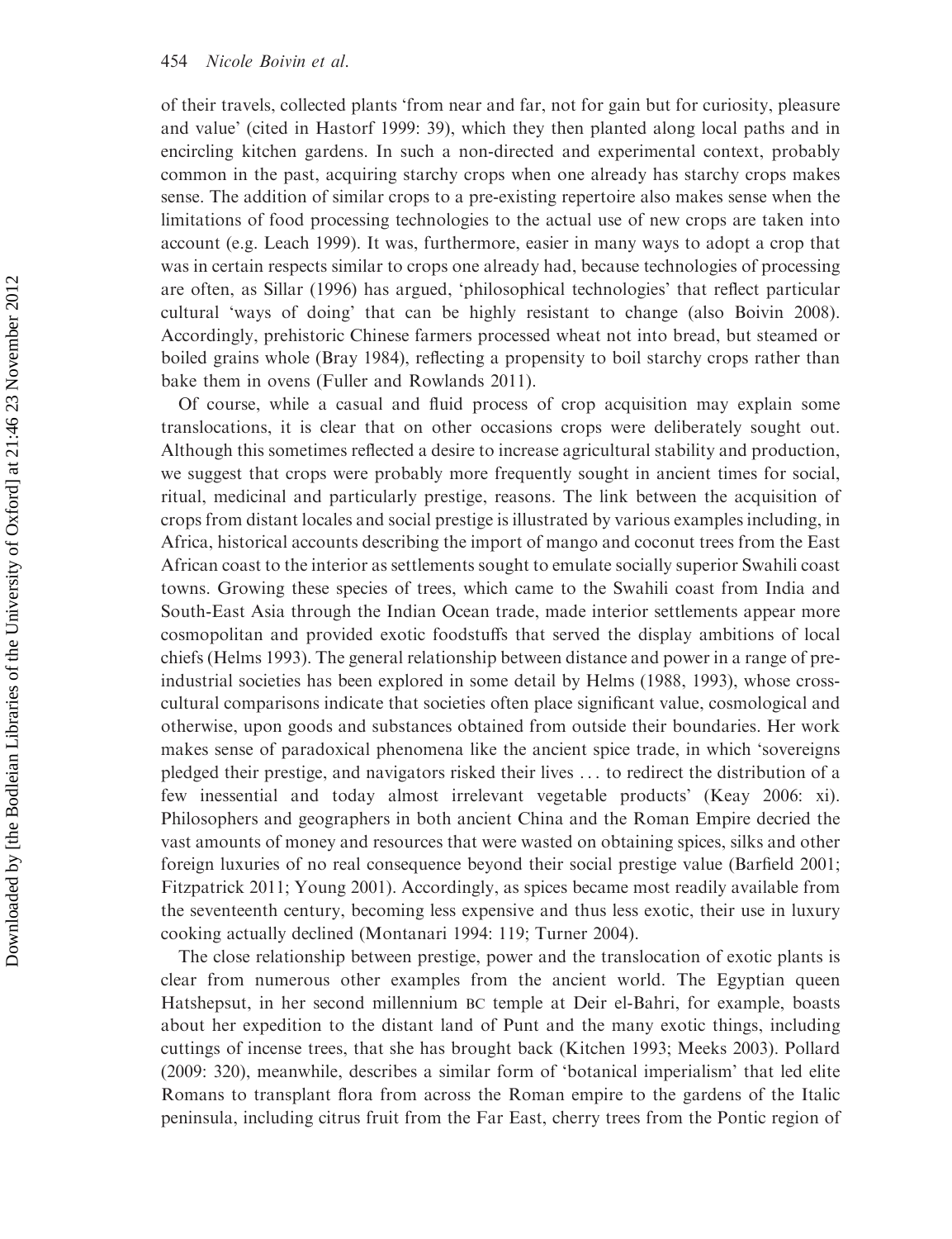of their travels, collected plants 'from near and far, not for gain but for curiosity, pleasure and value' (cited in Hastorf 1999: 39), which they then planted along local paths and in encircling kitchen gardens. In such a non-directed and experimental context, probably common in the past, acquiring starchy crops when one already has starchy crops makes sense. The addition of similar crops to a pre-existing repertoire also makes sense when the limitations of food processing technologies to the actual use of new crops are taken into account (e.g. Leach 1999). It was, furthermore, easier in many ways to adopt a crop that was in certain respects similar to crops one already had, because technologies of processing are often, as Sillar (1996) has argued, 'philosophical technologies' that reflect particular cultural 'ways of doing' that can be highly resistant to change (also Boivin 2008). Accordingly, prehistoric Chinese farmers processed wheat not into bread, but steamed or boiled grains whole (Bray 1984), reflecting a propensity to boil starchy crops rather than bake them in ovens (Fuller and Rowlands 2011).

Of course, while a casual and fluid process of crop acquisition may explain some translocations, it is clear that on other occasions crops were deliberately sought out. Although this sometimes reflected a desire to increase agricultural stability and production, we suggest that crops were probably more frequently sought in ancient times for social, ritual, medicinal and particularly prestige, reasons. The link between the acquisition of crops from distant locales and social prestige is illustrated by various examples including, in Africa, historical accounts describing the import of mango and coconut trees from the East African coast to the interior as settlements sought to emulate socially superior Swahili coast towns. Growing these species of trees, which came to the Swahili coast from India and South-East Asia through the Indian Ocean trade, made interior settlements appear more cosmopolitan and provided exotic foodstuffs that served the display ambitions of local chiefs (Helms 1993). The general relationship between distance and power in a range of pre-industrial societies has been explored in some detail by Helms (1988, 1993), whose cross-cultural comparisons indicate that societies often place significant value, cosmological and otherwise, upon goods and substances obtained from outside their boundaries. Her work makes sense of paradoxical phenomena like the ancient spice trade, in which 'sovereigns pledged their prestige, and navigators risked their lives ... to redirect the distribution of a few inessential and today almost irrelevant vegetable products' (Keay 2006: xi). Philosophers and geographers in both ancient China and the Roman Empire decried the vast amounts of money and resources that were wasted on obtaining spices, silks and other foreign luxuries of no real consequence beyond their social prestige value (Barfield 2001; Fitzpatrick 2011; Young 2001). Accordingly, as spices became most readily available from the seventeenth century, becoming less expensive and thus less exotic, their use in luxury cooking actually declined (Montanari 1994: 119; Turner 2004).

The close relationship between prestige, power and the translocation of exotic plants is clear from numerous other examples from the ancient world. The Egyptian queen Hatshepsut, in her second millennium BC temple at Deir el-Bahri, for example, boasts about her expedition to the distant land of Punt and the many exotic things, including cuttings of incense trees, that she has brought back (Kitchen 1993; Meeks 2003). Pollard (2009: 320), meanwhile, describes a similar form of 'botanical imperialism' that led elite Romans to transplant flora from across the Roman empire to the gardens of the Italic peninsula, including citrus fruit from the Far East, cherry trees from the Pontic region of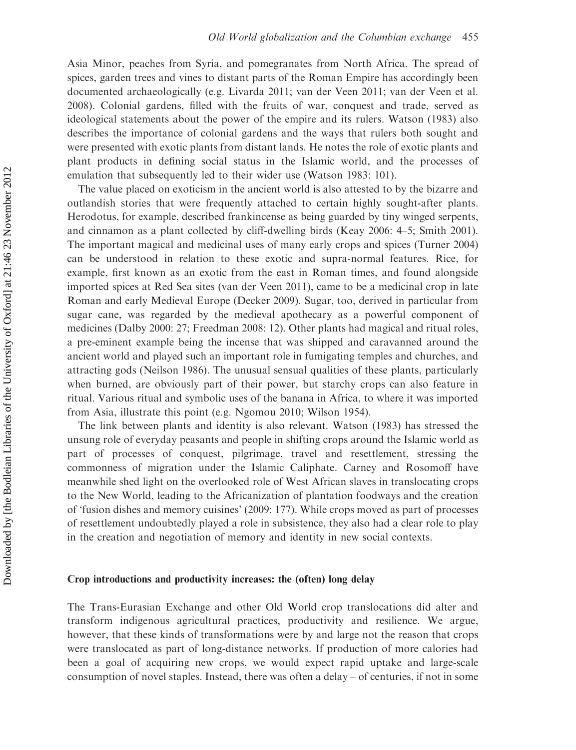Asia Minor, peaches from Syria, and pomegranates from North Africa. The spread of spices, garden trees and vines to distant parts of the Roman Empire has accordingly been documented archaeologically (e.g. Livarda 2011; van der Veen 2011; van der Veen et al. 2008). Colonial gardens, filled with the fruits of war, conquest and trade, served as ideological statements about the power of the empire and its rulers. Watson (1983) also describes the importance of colonial gardens and the ways that rulers both sought and were presented with exotic plants from distant lands. He notes the role of exotic plants and plant products in defining social status in the Islamic world, and the processes of emulation that subsequently led to their wider use (Watson 1983: 101).

The value placed on exoticism in the ancient world is also attested to by the bizarre and outlandish stories that were frequently attached to certain highly sought-after plants. Herodotus, for example, described frankincense as being guarded by tiny winged serpents, and cinnamon as a plant collected by cliff-dwelling birds (Keay 2006: 4–5; Smith 2001). The important magical and medicinal uses of many early crops and spices (Turner 2004) can be understood in relation to these exotic and supra-normal features. Rice, for example, first known as an exotic from the east in Roman times, and found alongside imported spices at Red Sea sites (van der Veen 2011), came to be a medicinal crop in late Roman and early Medieval Europe (Decker 2009). Sugar, too, derived in particular from sugar cane, was regarded by the medieval apothecary as a powerful component of medicines (Dalby 2000: 27; Freedman 2008: 12). Other plants had magical and ritual roles, a pre-eminent example being the incense that was shipped and caravanned around the ancient world and played such an important role in fumigating temples and churches, and attracting gods (Neilson 1986). The unusual sensual qualities of these plants, particularly when burned, are obviously part of their power, but starchy crops can also feature in ritual. Various ritual and symbolic uses of the banana in Africa, to where it was imported from Asia, illustrate this point (e.g. Ngomou 2010; Wilson 1954).

The link between plants and identity is also relevant. Watson (1983) has stressed the unsung role of everyday peasants and people in shifting crops around the Islamic world as part of processes of conquest, pilgrimage, travel and resettlement, stressing the commonness of migration under the Islamic Caliphate. Carney and Rosomoff have meanwhile shed light on the overlooked role of West African slaves in translocating crops to the New World, leading to the Africanization of plantation foodways and the creation of 'fusion dishes and memory cuisines' (2009: 177). While crops moved as part of processes of resettlement undoubtedly played a role in subsistence, they also had a clear role to play in the creation and negotiation of memory and identity in new social contexts.

## Crop introductions and productivity increases: the (often) long delay

The Trans-Eurasian Exchange and other Old World crop translocations did alter and transform indigenous agricultural practices, productivity and resilience. We argue, however, that these kinds of transformations were by and large not the reason that crops were translocated as part of long-distance networks. If production of more calories had been a goal of acquiring new crops, we would expect rapid uptake and large-scale consumption of novel staples. Instead, there was often a delay – of centuries, if not in some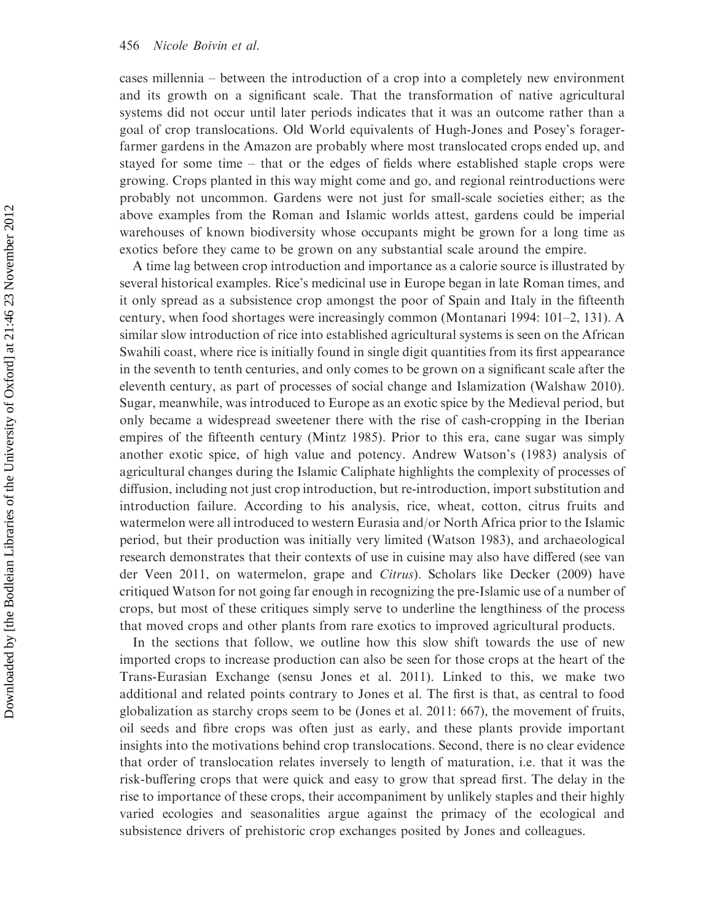cases millennia – between the introduction of a crop into a completely new environment and its growth on a significant scale. That the transformation of native agricultural systems did not occur until later periods indicates that it was an outcome rather than a goal of crop translocations. Old World equivalents of Hugh-Jones and Posey's forager-farmer gardens in the Amazon are probably where most translocated crops ended up, and stayed for some time – that or the edges of fields where established staple crops were growing. Crops planted in this way might come and go, and regional reintroductions were probably not uncommon. Gardens were not just for small-scale societies either; as the above examples from the Roman and Islamic worlds attest, gardens could be imperial warehouses of known biodiversity whose occupants might be grown for a long time as exotics before they came to be grown on any substantial scale around the empire.

A time lag between crop introduction and importance as a calorie source is illustrated by several historical examples. Rice's medicinal use in Europe began in late Roman times, and it only spread as a subsistence crop amongst the poor of Spain and Italy in the fifteenth century, when food shortages were increasingly common (Montanari 1994: 101–2, 131). A similar slow introduction of rice into established agricultural systems is seen on the African Swahili coast, where rice is initially found in single digit quantities from its first appearance in the seventh to tenth centuries, and only comes to be grown on a significant scale after the eleventh century, as part of processes of social change and Islamization (Walshaw 2010). Sugar, meanwhile, was introduced to Europe as an exotic spice by the Medieval period, but only became a widespread sweetener there with the rise of cash-cropping in the Iberian empires of the fifteenth century (Mintz 1985). Prior to this era, cane sugar was simply another exotic spice, of high value and potency. Andrew Watson's (1983) analysis of agricultural changes during the Islamic Caliphate highlights the complexity of processes of diffusion, including not just crop introduction, but re-introduction, import substitution and introduction failure. According to his analysis, rice, wheat, cotton, citrus fruits and watermelon were all introduced to western Eurasia and/or North Africa prior to the Islamic period, but their production was initially very limited (Watson 1983), and archaeological research demonstrates that their contexts of use in cuisine may also have differed (see van der Veen 2011, on watermelon, grape and *Citrus*). Scholars like Decker (2009) have critiqued Watson for not going far enough in recognizing the pre-Islamic use of a number of crops, but most of these critiques simply serve to underline the lengthiness of the process that moved crops and other plants from rare exotics to improved agricultural products.

In the sections that follow, we outline how this slow shift towards the use of new imported crops to increase production can also be seen for those crops at the heart of the Trans-Eurasian Exchange (sensu Jones et al. 2011). Linked to this, we make two additional and related points contrary to Jones et al. The first is that, as central to food globalization as starchy crops seem to be (Jones et al. 2011: 667), the movement of fruits, oil seeds and fibre crops was often just as early, and these plants provide important insights into the motivations behind crop translocations. Second, there is no clear evidence that order of translocation relates inversely to length of maturation, i.e. that it was the risk-buffering crops that were quick and easy to grow that spread first. The delay in the rise to importance of these crops, their accompaniment by unlikely staples and their highly varied ecologies and seasonalities argue against the primacy of the ecological and subsistence drivers of prehistoric crop exchanges posited by Jones and colleagues.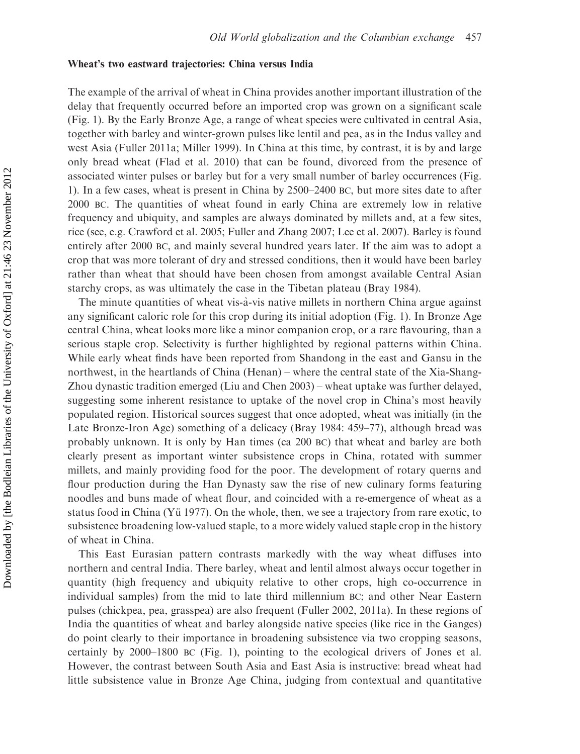### Wheat's two eastward trajectories: China versus India

The example of the arrival of wheat in China provides another important illustration of the delay that frequently occurred before an imported crop was grown on a significant scale (Fig. 1). By the Early Bronze Age, a range of wheat species were cultivated in central Asia, together with barley and winter-grown pulses like lentil and pea, as in the Indus valley and west Asia (Fuller 2011a; Miller 1999). In China at this time, by contrast, it is by and large only bread wheat (Flad et al. 2010) that can be found, divorced from the presence of associated winter pulses or barley but for a very small number of barley occurrences (Fig. 1). In a few cases, wheat is present in China by 2500–2400 BC, but more sites date to after 2000 BC. The quantities of wheat found in early China are extremely low in relative frequency and ubiquity, and samples are always dominated by millets and, at a few sites, rice (see, e.g. Crawford et al. 2005; Fuller and Zhang 2007; Lee et al. 2007). Barley is found entirely after 2000 BC, and mainly several hundred years later. If the aim was to adopt a crop that was more tolerant of dry and stressed conditions, then it would have been barley rather than wheat that should have been chosen from amongst available Central Asian starchy crops, as was ultimately the case in the Tibetan plateau (Bray 1984).

The minute quantities of wheat vis-à-vis native millets in northern China argue against any significant caloric role for this crop during its initial adoption (Fig. 1). In Bronze Age central China, wheat looks more like a minor companion crop, or a rare flavouring, than a serious staple crop. Selectivity is further highlighted by regional patterns within China. While early wheat finds have been reported from Shandong in the east and Gansu in the northwest, in the heartlands of China (Henan) – where the central state of the Xia-Shang-Zhou dynastic tradition emerged (Liu and Chen 2003) – wheat uptake was further delayed, suggesting some inherent resistance to uptake of the novel crop in China's most heavily populated region. Historical sources suggest that once adopted, wheat was initially (in the Late Bronze-Iron Age) something of a delicacy (Bray 1984: 459–77), although bread was probably unknown. It is only by Han times (ca 200 BC) that wheat and barley are both clearly present as important winter subsistence crops in China, rotated with summer millets, and mainly providing food for the poor. The development of rotary querns and flour production during the Han Dynasty saw the rise of new culinary forms featuring noodles and buns made of wheat flour, and coincided with a re-emergence of wheat as a status food in China (Yü 1977). On the whole, then, we see a trajectory from rare exotic, to subsistence broadening low-valued staple, to a more widely valued staple crop in the history of wheat in China.

This East Eurasian pattern contrasts markedly with the way wheat diffuses into northern and central India. There barley, wheat and lentil almost always occur together in quantity (high frequency and ubiquity relative to other crops, high co-occurrence in individual samples) from the mid to late third millennium BC; and other Near Eastern pulses (chickpea, pea, grasspea) are also frequent (Fuller 2002, 2011a). In these regions of India the quantities of wheat and barley alongside native species (like rice in the Ganges) do point clearly to their importance in broadening subsistence via two cropping seasons, certainly by 2000–1800 BC (Fig. 1), pointing to the ecological drivers of Jones et al. However, the contrast between South Asia and East Asia is instructive: bread wheat had little subsistence value in Bronze Age China, judging from contextual and quantitative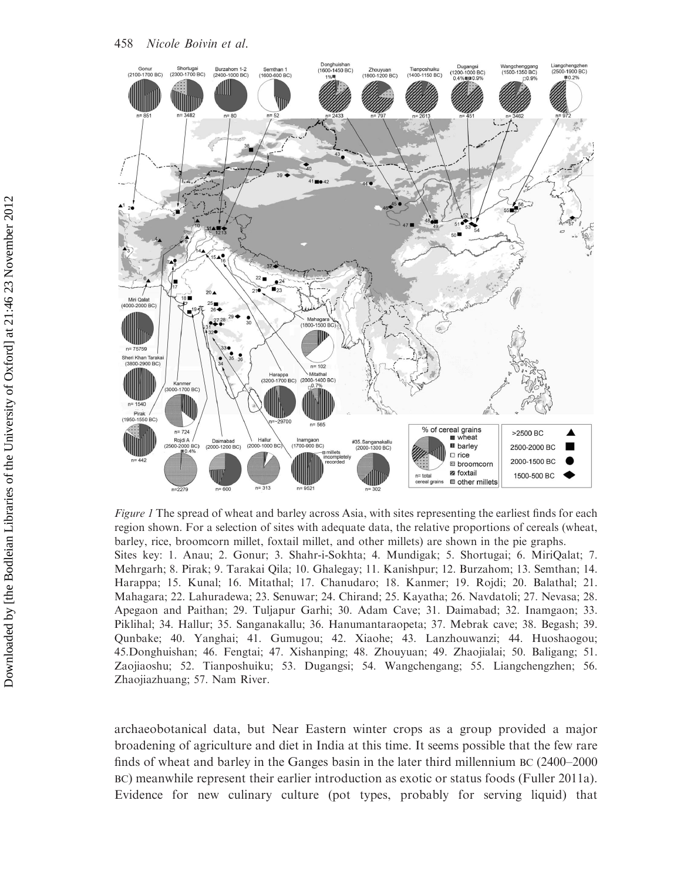*Figure 1* The spread of wheat and barley across Asia, with sites representing the earliest finds for each region shown. For a selection of sites with adequate data, the relative proportions of cereals (wheat, barley, rice, broomcorn millet, foxtail millet, and other millets) are shown in the pie graphs.
Sites key: 1. Anau; 2. Gonur; 3. Shahr-i-Sokhta; 4. Mundigak; 5. Shortugai; 6. MiriQalat; 7. Mehrgarh; 8. Pirak; 9. Tarakai Qila; 10. Ghalegay; 11. Kanishpur; 12. Burzahom; 13. Semthan; 14. Harappa; 15. Kunal; 16. Mitathal; 17. Chanudaro; 18. Kanmer; 19. Rojdi; 20. Balathal; 21. Mahagara; 22. Lahuradewa; 23. Senuwar; 24. Chirand; 25. Kayatha; 26. Navdatoli; 27. Nevasa; 28. Apegaon and Paithan; 29. Tuljapur Garhi; 30. Adam Cave; 31. Daimabad; 32. Inamgaon; 33. Piklihal; 34. Hallur; 35. Sanganakallu; 36. Hanumantaraopeta; 37. Mebrak cave; 38. Begash; 39. Qunbake; 40. Yanghai; 41. Gumugou; 42. Xiaohe; 43. Lanzhouwanzi; 44. Huoshaogou; 45.Donghuishan; 46. Fengtai; 47. Xishanping; 48. Zhouyuan; 49. Zhaojialai; 50. Baligang; 51. Zaojiaoshu; 52. Tianposhuiku; 53. Dugangsi; 54. Wangchengang; 55. Liangchengzhen; 56. Zhaojiazhuang; 57. Nam River.

archaeobotanical data, but Near Eastern winter crops as a group provided a major broadening of agriculture and diet in India at this time. It seems possible that the few rare finds of wheat and barley in the Ganges basin in the later third millennium BC (2400–2000 BC) meanwhile represent their earlier introduction as exotic or status foods (Fuller 2011a). Evidence for new culinary culture (pot types, probably for serving liquid) that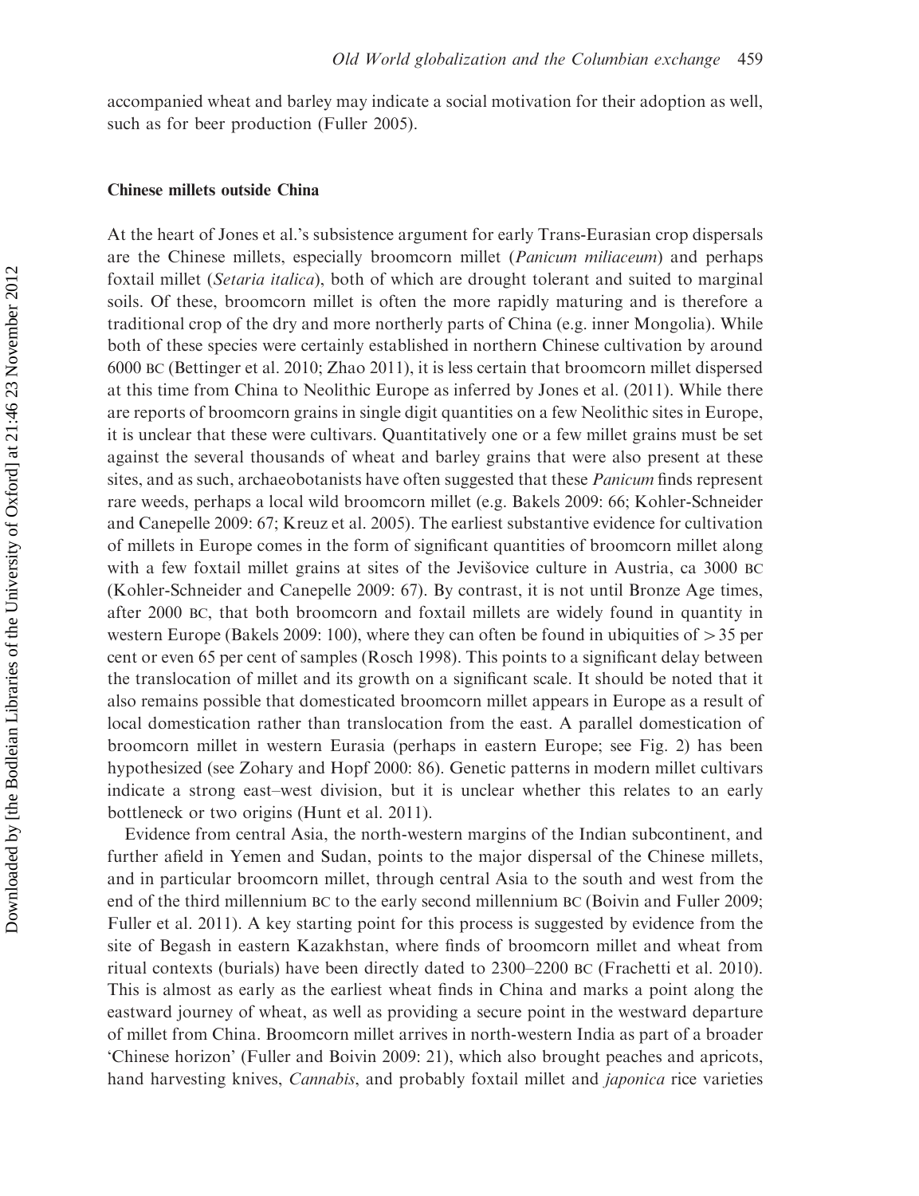accompanied wheat and barley may indicate a social motivation for their adoption as well, such as for beer production (Fuller 2005).

## Chinese millets outside China

At the heart of Jones et al.'s subsistence argument for early Trans-Eurasian crop dispersals are the Chinese millets, especially broomcorn millet (*Panicum miliaceum*) and perhaps foxtail millet (*Setaria italica*), both of which are drought tolerant and suited to marginal soils. Of these, broomcorn millet is often the more rapidly maturing and is therefore a traditional crop of the dry and more northerly parts of China (e.g. inner Mongolia). While both of these species were certainly established in northern Chinese cultivation by around 6000 BC (Bettinger et al. 2010; Zhao 2011), it is less certain that broomcorn millet dispersed at this time from China to Neolithic Europe as inferred by Jones et al. (2011). While there are reports of broomcorn grains in single digit quantities on a few Neolithic sites in Europe, it is unclear that these were cultivars. Quantitatively one or a few millet grains must be set against the several thousands of wheat and barley grains that were also present at these sites, and as such, archaeobotanists have often suggested that these *Panicum* finds represent rare weeds, perhaps a local wild broomcorn millet (e.g. Bakels 2009: 66; Kohler-Schneider and Canepelle 2009: 67; Kreuz et al. 2005). The earliest substantive evidence for cultivation of millets in Europe comes in the form of significant quantities of broomcorn millet along with a few foxtail millet grains at sites of the Jevišovice culture in Austria, ca 3000 BC (Kohler-Schneider and Canepelle 2009: 67). By contrast, it is not until Bronze Age times, after 2000 BC, that both broomcorn and foxtail millets are widely found in quantity in western Europe (Bakels 2009: 100), where they can often be found in ubiquities of $>35$ per cent or even 65 per cent of samples (Rosch 1998). This points to a significant delay between the translocation of millet and its growth on a significant scale. It should be noted that it also remains possible that domesticated broomcorn millet appears in Europe as a result of local domestication rather than translocation from the east. A parallel domestication of broomcorn millet in western Eurasia (perhaps in eastern Europe; see Fig. 2) has been hypothesized (see Zohary and Hopf 2000: 86). Genetic patterns in modern millet cultivars indicate a strong east–west division, but it is unclear whether this relates to an early bottleneck or two origins (Hunt et al. 2011).

Evidence from central Asia, the north-western margins of the Indian subcontinent, and further afield in Yemen and Sudan, points to the major dispersal of the Chinese millets, and in particular broomcorn millet, through central Asia to the south and west from the end of the third millennium BC to the early second millennium BC (Boivin and Fuller 2009; Fuller et al. 2011). A key starting point for this process is suggested by evidence from the site of Begash in eastern Kazakhstan, where finds of broomcorn millet and wheat from ritual contexts (burials) have been directly dated to 2300–2200 BC (Frachetti et al. 2010). This is almost as early as the earliest wheat finds in China and marks a point along the eastward journey of wheat, as well as providing a secure point in the westward departure of millet from China. Broomcorn millet arrives in north-western India as part of a broader 'Chinese horizon' (Fuller and Boivin 2009: 21), which also brought peaches and apricots, hand harvesting knives, *Cannabis*, and probably foxtail millet and *japonica* rice varieties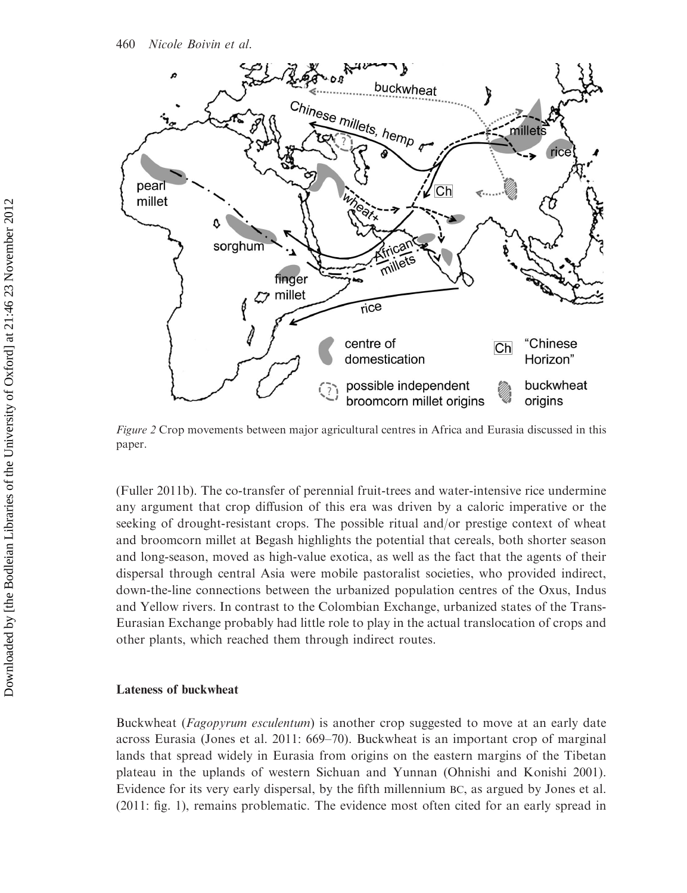*Figure 2* Crop movements between major agricultural centres in Africa and Eurasia discussed in this paper.

(Fuller 2011b). The co-transfer of perennial fruit-trees and water-intensive rice undermine any argument that crop diffusion of this era was driven by a caloric imperative or the seeking of drought-resistant crops. The possible ritual and/or prestige context of wheat and broomcorn millet at Begash highlights the potential that cereals, both shorter season and long-season, moved as high-value exotica, as well as the fact that the agents of their dispersal through central Asia were mobile pastoralist societies, who provided indirect, down-the-line connections between the urbanized population centres of the Oxus, Indus and Yellow rivers. In contrast to the Colombian Exchange, urbanized states of the Trans-Eurasian Exchange probably had little role to play in the actual translocation of crops and other plants, which reached them through indirect routes.

### Lateness of buckwheat

Buckwheat (*Fagopyrum esculentum*) is another crop suggested to move at an early date across Eurasia (Jones et al. 2011: 669–70). Buckwheat is an important crop of marginal lands that spread widely in Eurasia from origins on the eastern margins of the Tibetan plateau in the uplands of western Sichuan and Yunnan (Ohnishi and Konishi 2001). Evidence for its very early dispersal, by the fifth millennium BC, as argued by Jones et al. (2011: fig. 1), remains problematic. The evidence most often cited for an early spread in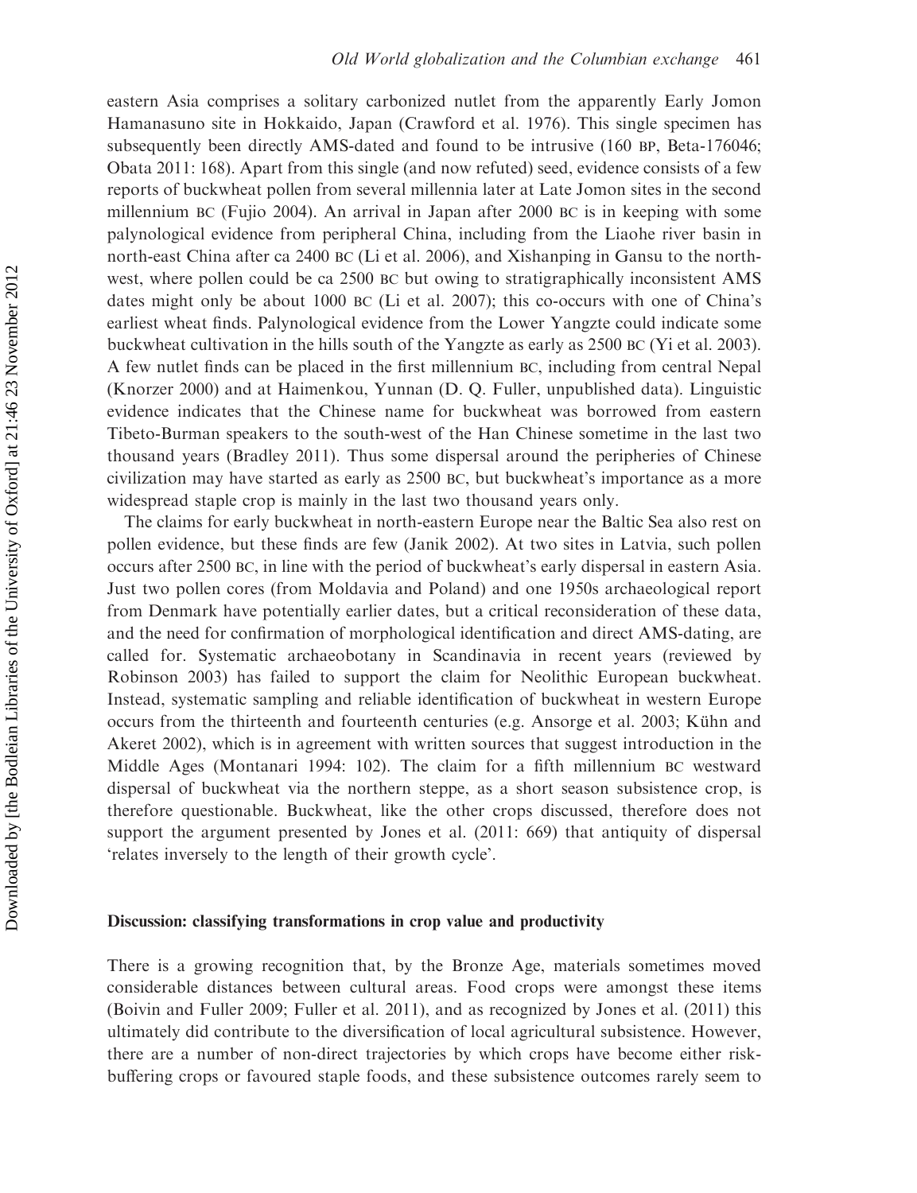eastern Asia comprises a solitary carbonized nutlet from the apparently Early Jomon Hamanasuno site in Hokkaido, Japan (Crawford et al. 1976). This single specimen has subsequently been directly AMS-dated and found to be intrusive (160 BP, Beta-176046; Obata 2011: 168). Apart from this single (and now refuted) seed, evidence consists of a few reports of buckwheat pollen from several millennia later at Late Jomon sites in the second millennium BC (Fujio 2004). An arrival in Japan after 2000 BC is in keeping with some palynological evidence from peripheral China, including from the Liaohe river basin in north-east China after ca 2400 BC (Li et al. 2006), and Xishanping in Gansu to the north-west, where pollen could be ca 2500 BC but owing to stratigraphically inconsistent AMS dates might only be about 1000 BC (Li et al. 2007); this co-occurs with one of China's earliest wheat finds. Palynological evidence from the Lower Yangzte could indicate some buckwheat cultivation in the hills south of the Yangzte as early as 2500 BC (Yi et al. 2003). A few nutlet finds can be placed in the first millennium BC, including from central Nepal (Knorzer 2000) and at Haimenkou, Yunnan (D. Q. Fuller, unpublished data). Linguistic evidence indicates that the Chinese name for buckwheat was borrowed from eastern Tibeto-Burman speakers to the south-west of the Han Chinese sometime in the last two thousand years (Bradley 2011). Thus some dispersal around the peripheries of Chinese civilization may have started as early as 2500 BC, but buckwheat's importance as a more widespread staple crop is mainly in the last two thousand years only.

The claims for early buckwheat in north-eastern Europe near the Baltic Sea also rest on pollen evidence, but these finds are few (Janik 2002). At two sites in Latvia, such pollen occurs after 2500 BC, in line with the period of buckwheat's early dispersal in eastern Asia. Just two pollen cores (from Moldavia and Poland) and one 1950s archaeological report from Denmark have potentially earlier dates, but a critical reconsideration of these data, and the need for confirmation of morphological identification and direct AMS-dating, are called for. Systematic archaeobotany in Scandinavia in recent years (reviewed by Robinson 2003) has failed to support the claim for Neolithic European buckwheat. Instead, systematic sampling and reliable identification of buckwheat in western Europe occurs from the thirteenth and fourteenth centuries (e.g. Ansorge et al. 2003; Kühn and Akeret 2002), which is in agreement with written sources that suggest introduction in the Middle Ages (Montanari 1994: 102). The claim for a fifth millennium BC westward dispersal of buckwheat via the northern steppe, as a short season subsistence crop, is therefore questionable. Buckwheat, like the other crops discussed, therefore does not support the argument presented by Jones et al. (2011: 669) that antiquity of dispersal 'relates inversely to the length of their growth cycle'.

## Discussion: classifying transformations in crop value and productivity

There is a growing recognition that, by the Bronze Age, materials sometimes moved considerable distances between cultural areas. Food crops were amongst these items (Boivin and Fuller 2009; Fuller et al. 2011), and as recognized by Jones et al. (2011) this ultimately did contribute to the diversification of local agricultural subsistence. However, there are a number of non-direct trajectories by which crops have become either risk-buffering crops or favoured staple foods, and these subsistence outcomes rarely seem to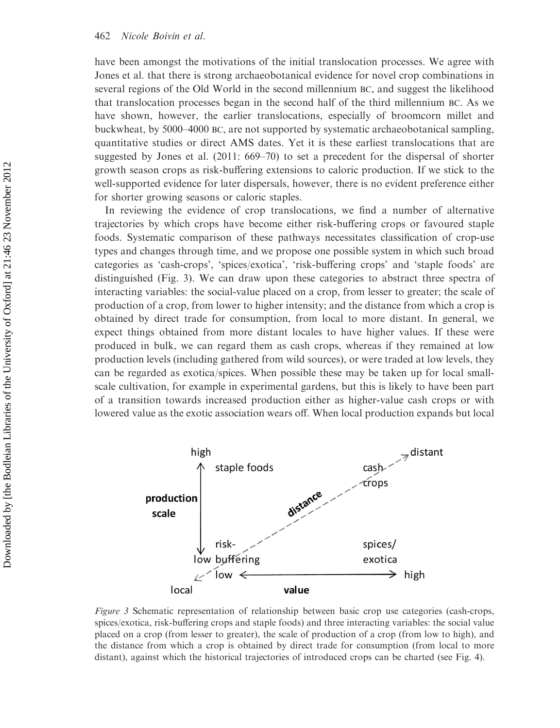have been amongst the motivations of the initial translocation processes. We agree with Jones et al. that there is strong archaeobotanical evidence for novel crop combinations in several regions of the Old World in the second millennium BC, and suggest the likelihood that translocation processes began in the second half of the third millennium BC. As we have shown, however, the earlier translocations, especially of broomcorn millet and buckwheat, by 5000–4000 BC, are not supported by systematic archaeobotanical sampling, quantitative studies or direct AMS dates. Yet it is these earliest translocations that are suggested by Jones et al. (2011: 669–70) to set a precedent for the dispersal of shorter growth season crops as risk-buffering extensions to caloric production. If we stick to the well-supported evidence for later dispersals, however, there is no evident preference either for shorter growing seasons or caloric staples.

In reviewing the evidence of crop translocations, we find a number of alternative trajectories by which crops have become either risk-buffering crops or favoured staple foods. Systematic comparison of these pathways necessitates classification of crop-use types and changes through time, and we propose one possible system in which such broad categories as 'cash-crops', 'spices/exotica', 'risk-buffering crops' and 'staple foods' are distinguished (Fig. 3). We can draw upon these categories to abstract three spectra of interacting variables: the social-value placed on a crop, from lesser to greater; the scale of production of a crop, from lower to higher intensity; and the distance from which a crop is obtained by direct trade for consumption, from local to more distant. In general, we expect things obtained from more distant locales to have higher values. If these were produced in bulk, we can regard them as cash crops, whereas if they remained at low production levels (including gathered from wild sources), or were traded at low levels, they can be regarded as exotica/spices. When possible these may be taken up for local small-scale cultivation, for example in experimental gardens, but this is likely to have been part of a transition towards increased production either as higher-value cash crops or with lowered value as the exotic association wears off. When local production expands but local

*Figure 3* Schematic representation of relationship between basic crop use categories (cash-crops, spices/exotica, risk-buffering crops and staple foods) and three interacting variables: the social value placed on a crop (from lesser to greater), the scale of production of a crop (from low to high), and the distance from which a crop is obtained by direct trade for consumption (from local to more distant), against which the historical trajectories of introduced crops can be charted (see Fig. 4).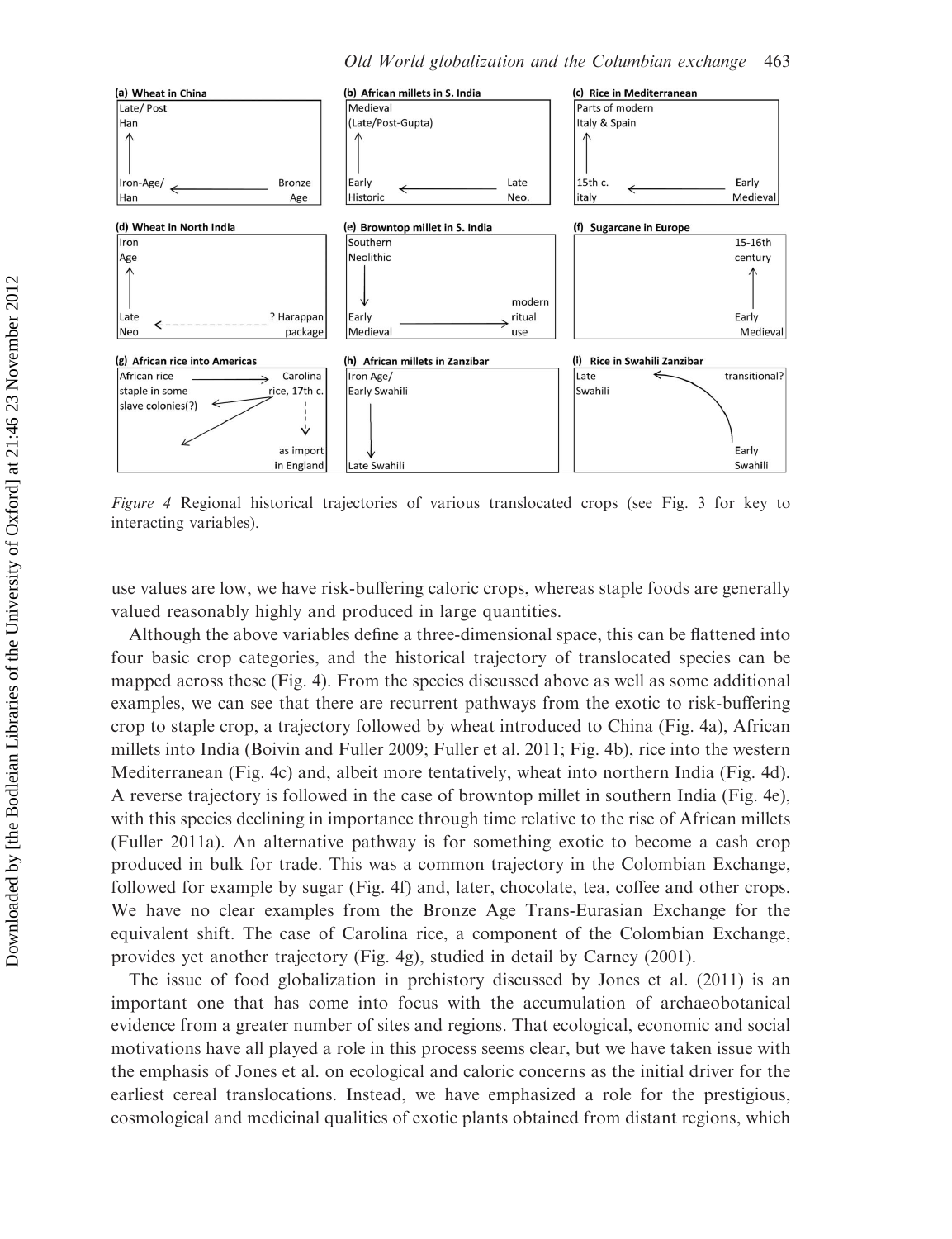(a) Wheat in China

Late/ Post Han

Iron-Age/ Han ← Bronze Age

(b) African millets in S. India

Medieval (Late/Post-Gupta)

Early Historic ← Late Neo.

(c) Rice in Mediterranean

Parts of modern Italy & Spain

15th c. italy ← Early Medieval

(d) Wheat in North India

Iron Age

Late Neo ← ? Harappan package

(e) Browntop millet in S. India

Southern Neolithic

Early Medieval → modern ritual use

(f) Sugarcane in Europe

15-16th century

Early Medieval

(g) African rice into Americas

African rice staple in some slave colonies(?) → Carolina rice, 17th c.

as import in England

(h) African millets in Zanzibar

Iron Age/ Early Swahili

Late Swahili

(i) Rice in Swahili Zanzibar

Late Swahili ← transitional?

Early Swahili

*Figure 4* Regional historical trajectories of various translocated crops (see Fig. 3 for key to interacting variables).

use values are low, we have risk-buffering caloric crops, whereas staple foods are generally valued reasonably highly and produced in large quantities.

Although the above variables define a three-dimensional space, this can be flattened into four basic crop categories, and the historical trajectory of translocated species can be mapped across these (Fig. 4). From the species discussed above as well as some additional examples, we can see that there are recurrent pathways from the exotic to risk-buffering crop to staple crop, a trajectory followed by wheat introduced to China (Fig. 4a), African millets into India (Boivin and Fuller 2009; Fuller et al. 2011; Fig. 4b), rice into the western Mediterranean (Fig. 4c) and, albeit more tentatively, wheat into northern India (Fig. 4d). A reverse trajectory is followed in the case of browntop millet in southern India (Fig. 4e), with this species declining in importance through time relative to the rise of African millets (Fuller 2011a). An alternative pathway is for something exotic to become a cash crop produced in bulk for trade. This was a common trajectory in the Colombian Exchange, followed for example by sugar (Fig. 4f) and, later, chocolate, tea, coffee and other crops. We have no clear examples from the Bronze Age Trans-Eurasian Exchange for the equivalent shift. The case of Carolina rice, a component of the Colombian Exchange, provides yet another trajectory (Fig. 4g), studied in detail by Carney (2001).

The issue of food globalization in prehistory discussed by Jones et al. (2011) is an important one that has come into focus with the accumulation of archaeobotanical evidence from a greater number of sites and regions. That ecological, economic and social motivations have all played a role in this process seems clear, but we have taken issue with the emphasis of Jones et al. on ecological and caloric concerns as the initial driver for the earliest cereal translocations. Instead, we have emphasized a role for the prestigious, cosmological and medicinal qualities of exotic plants obtained from distant regions, which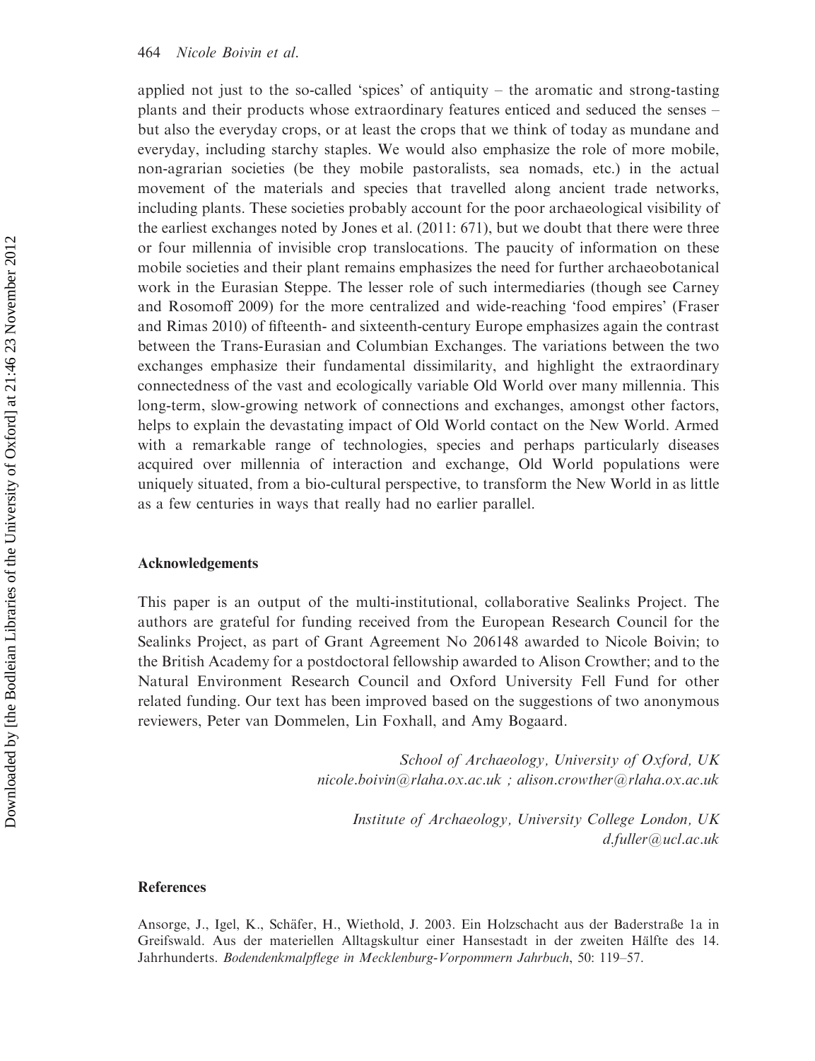applied not just to the so-called 'spices' of antiquity – the aromatic and strong-tasting plants and their products whose extraordinary features enticed and seduced the senses – but also the everyday crops, or at least the crops that we think of today as mundane and everyday, including starchy staples. We would also emphasize the role of more mobile, non-agrarian societies (be they mobile pastoralists, sea nomads, etc.) in the actual movement of the materials and species that travelled along ancient trade networks, including plants. These societies probably account for the poor archaeological visibility of the earliest exchanges noted by Jones et al. (2011: 671), but we doubt that there were three or four millennia of invisible crop translocations. The paucity of information on these mobile societies and their plant remains emphasizes the need for further archaeobotanical work in the Eurasian Steppe. The lesser role of such intermediaries (though see Carney and Rosomoff 2009) for the more centralized and wide-reaching 'food empires' (Fraser and Rimas 2010) of fifteenth- and sixteenth-century Europe emphasizes again the contrast between the Trans-Eurasian and Columbian Exchanges. The variations between the two exchanges emphasize their fundamental dissimilarity, and highlight the extraordinary connectedness of the vast and ecologically variable Old World over many millennia. This long-term, slow-growing network of connections and exchanges, amongst other factors, helps to explain the devastating impact of Old World contact on the New World. Armed with a remarkable range of technologies, species and perhaps particularly diseases acquired over millennia of interaction and exchange, Old World populations were uniquely situated, from a bio-cultural perspective, to transform the New World in as little as a few centuries in ways that really had no earlier parallel.

## Acknowledgements

This paper is an output of the multi-institutional, collaborative Sealinks Project. The authors are grateful for funding received from the European Research Council for the Sealinks Project, as part of Grant Agreement No 206148 awarded to Nicole Boivin; to the British Academy for a postdoctoral fellowship awarded to Alison Crowther; and to the Natural Environment Research Council and Oxford University Fell Fund for other related funding. Our text has been improved based on the suggestions of two anonymous reviewers, Peter van Dommelen, Lin Foxhall, and Amy Bogaard.

*School of Archaeology, University of Oxford, UK*
*nicole.boivin@rlaha.ox.ac.uk ; alison.crowther@rlaha.ox.ac.uk*

*Institute of Archaeology, University College London, UK*
*d.fuller@ucl.ac.uk*

## References

Ansorge, J., Igel, K., Schäfer, H., Wiethold, J. 2003. Ein Holzschacht aus der Baderstraße 1a in Greifswald. Aus der materiellen Alltagskultur einer Hansestadt in der zweiten Hälfte des 14. Jahrhunderts. *Bodendenkmalpflege in Mecklenburg-Vorpommern Jahrbuch*, 50: 119–57.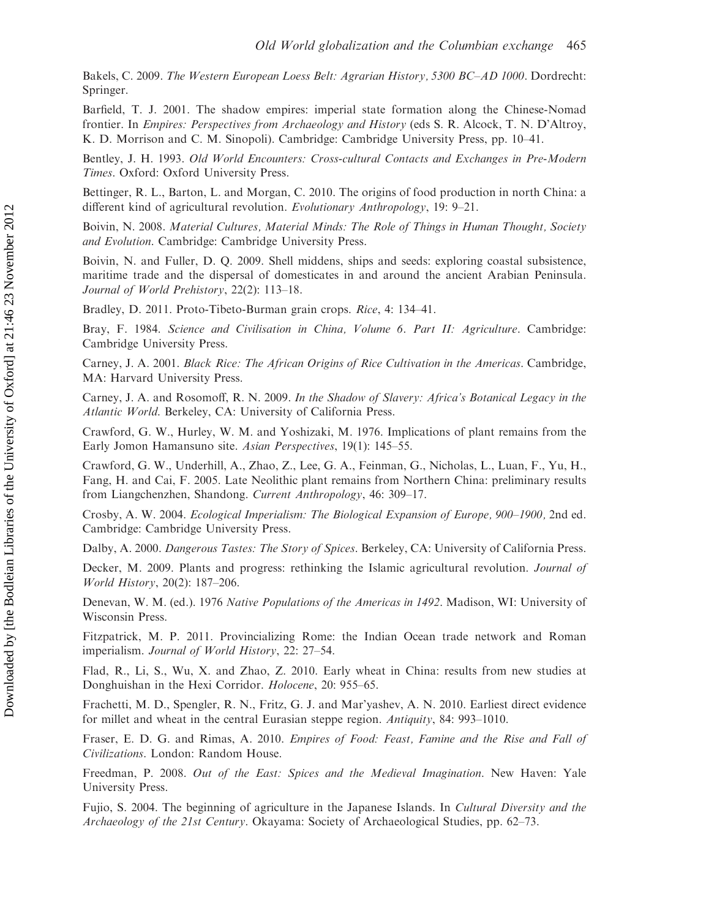Bakels, C. 2009. *The Western European Loess Belt: Agrarian History, 5300 BC–AD 1000*. Dordrecht: Springer.

Barfield, T. J. 2001. The shadow empires: imperial state formation along the Chinese-Nomad frontier. In *Empires: Perspectives from Archaeology and History* (eds S. R. Alcock, T. N. D'Altroy, K. D. Morrison and C. M. Sinopoli). Cambridge: Cambridge University Press, pp. 10–41.

Bentley, J. H. 1993. *Old World Encounters: Cross-cultural Contacts and Exchanges in Pre-Modern Times*. Oxford: Oxford University Press.

Bettinger, R. L., Barton, L. and Morgan, C. 2010. The origins of food production in north China: a different kind of agricultural revolution. *Evolutionary Anthropology*, 19: 9–21.

Boivin, N. 2008. *Material Cultures, Material Minds: The Role of Things in Human Thought, Society and Evolution*. Cambridge: Cambridge University Press.

Boivin, N. and Fuller, D. Q. 2009. Shell middens, ships and seeds: exploring coastal subsistence, maritime trade and the dispersal of domesticates in and around the ancient Arabian Peninsula. *Journal of World Prehistory*, 22(2): 113–18.

Bradley, D. 2011. Proto-Tibeto-Burman grain crops. *Rice*, 4: 134–41.

Bray, F. 1984. *Science and Civilisation in China, Volume 6. Part II: Agriculture*. Cambridge: Cambridge University Press.

Carney, J. A. 2001. *Black Rice: The African Origins of Rice Cultivation in the Americas*. Cambridge, MA: Harvard University Press.

Carney, J. A. and Rosomoff, R. N. 2009. *In the Shadow of Slavery: Africa's Botanical Legacy in the Atlantic World*. Berkeley, CA: University of California Press.

Crawford, G. W., Hurley, W. M. and Yoshizaki, M. 1976. Implications of plant remains from the Early Jomon Hamansuno site. *Asian Perspectives*, 19(1): 145–55.

Crawford, G. W., Underhill, A., Zhao, Z., Lee, G. A., Feinman, G., Nicholas, L., Luan, F., Yu, H., Fang, H. and Cai, F. 2005. Late Neolithic plant remains from Northern China: preliminary results from Liangchenzhen, Shandong. *Current Anthropology*, 46: 309–17.

Crosby, A. W. 2004. *Ecological Imperialism: The Biological Expansion of Europe, 900–1900*, 2nd ed. Cambridge: Cambridge University Press.

Dalby, A. 2000. *Dangerous Tastes: The Story of Spices*. Berkeley, CA: University of California Press.

Decker, M. 2009. Plants and progress: rethinking the Islamic agricultural revolution. *Journal of World History*, 20(2): 187–206.

Denevan, W. M. (ed.). 1976 *Native Populations of the Americas in 1492*. Madison, WI: University of Wisconsin Press.

Fitzpatrick, M. P. 2011. Provincializing Rome: the Indian Ocean trade network and Roman imperialism. *Journal of World History*, 22: 27–54.

Flad, R., Li, S., Wu, X. and Zhao, Z. 2010. Early wheat in China: results from new studies at Donghuishan in the Hexi Corridor. *Holocene*, 20: 955–65.

Frachetti, M. D., Spengler, R. N., Fritz, G. J. and Mar'yashev, A. N. 2010. Earliest direct evidence for millet and wheat in the central Eurasian steppe region. *Antiquity*, 84: 993–1010.

Fraser, E. D. G. and Rimas, A. 2010. *Empires of Food: Feast, Famine and the Rise and Fall of Civilizations*. London: Random House.

Freedman, P. 2008. *Out of the East: Spices and the Medieval Imagination*. New Haven: Yale University Press.

Fujio, S. 2004. The beginning of agriculture in the Japanese Islands. In *Cultural Diversity and the Archaeology of the 21st Century*. Okayama: Society of Archaeological Studies, pp. 62–73.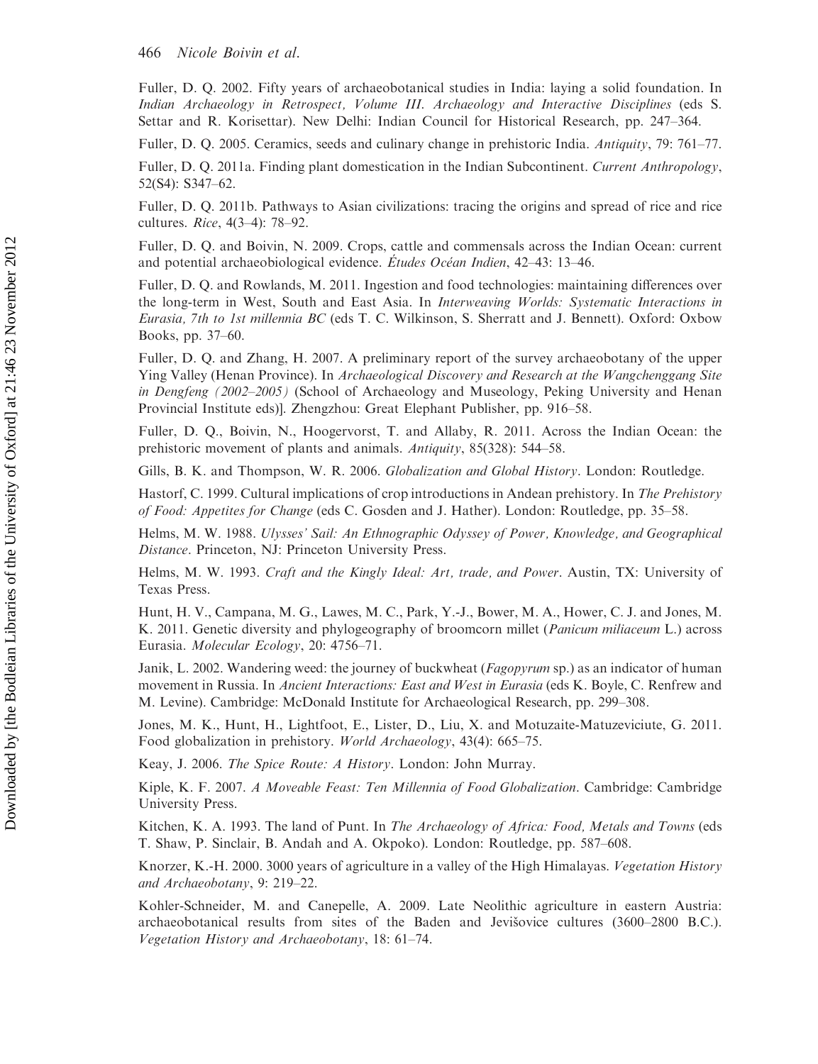Fuller, D. Q. 2002. Fifty years of archaeobotanical studies in India: laying a solid foundation. In *Indian Archaeology in Retrospect, Volume III. Archaeology and Interactive Disciplines* (eds S. Settar and R. Korisettar). New Delhi: Indian Council for Historical Research, pp. 247–364.

Fuller, D. Q. 2005. Ceramics, seeds and culinary change in prehistoric India. *Antiquity*, 79: 761–77.

Fuller, D. Q. 2011a. Finding plant domestication in the Indian Subcontinent. *Current Anthropology*, 52(S4): S347–62.

Fuller, D. Q. 2011b. Pathways to Asian civilizations: tracing the origins and spread of rice and rice cultures. *Rice*, 4(3–4): 78–92.

Fuller, D. Q. and Boivin, N. 2009. Crops, cattle and commensals across the Indian Ocean: current and potential archaeobiological evidence. *Études Océan Indien*, 42–43: 13–46.

Fuller, D. Q. and Rowlands, M. 2011. Ingestion and food technologies: maintaining differences over the long-term in West, South and East Asia. In *Interweaving Worlds: Systematic Interactions in Eurasia, 7th to 1st millennia BC* (eds T. C. Wilkinson, S. Sherratt and J. Bennett). Oxford: Oxbow Books, pp. 37–60.

Fuller, D. Q. and Zhang, H. 2007. A preliminary report of the survey archaeobotany of the upper Ying Valley (Henan Province). In *Archaeological Discovery and Research at the Wangchenggang Site in Dengfeng (2002–2005)* (School of Archaeology and Museology, Peking University and Henan Provincial Institute eds)]. Zhengzhou: Great Elephant Publisher, pp. 916–58.

Fuller, D. Q., Boivin, N., Hoogervorst, T. and Allaby, R. 2011. Across the Indian Ocean: the prehistoric movement of plants and animals. *Antiquity*, 85(328): 544–58.

Gills, B. K. and Thompson, W. R. 2006. *Globalization and Global History*. London: Routledge.

Hastorf, C. 1999. Cultural implications of crop introductions in Andean prehistory. In *The Prehistory of Food: Appetites for Change* (eds C. Gosden and J. Hather). London: Routledge, pp. 35–58.

Helms, M. W. 1988. *Ulysses' Sail: An Ethnographic Odyssey of Power, Knowledge, and Geographical Distance*. Princeton, NJ: Princeton University Press.

Helms, M. W. 1993. *Craft and the Kingly Ideal: Art, trade, and Power*. Austin, TX: University of Texas Press.

Hunt, H. V., Campana, M. G., Lawes, M. C., Park, Y.-J., Bower, M. A., Hower, C. J. and Jones, M. K. 2011. Genetic diversity and phylogeography of broomcorn millet (*Panicum miliaceum* L.) across Eurasia. *Molecular Ecology*, 20: 4756–71.

Janik, L. 2002. Wandering weed: the journey of buckwheat (*Fagopyrum* sp.) as an indicator of human movement in Russia. In *Ancient Interactions: East and West in Eurasia* (eds K. Boyle, C. Renfrew and M. Levine). Cambridge: McDonald Institute for Archaeological Research, pp. 299–308.

Jones, M. K., Hunt, H., Lightfoot, E., Lister, D., Liu, X. and Motuzaite-Matuzeviciute, G. 2011. Food globalization in prehistory. *World Archaeology*, 43(4): 665–75.

Keay, J. 2006. *The Spice Route: A History*. London: John Murray.

Kiple, K. F. 2007. *A Moveable Feast: Ten Millennia of Food Globalization*. Cambridge: Cambridge University Press.

Kitchen, K. A. 1993. The land of Punt. In *The Archaeology of Africa: Food, Metals and Towns* (eds T. Shaw, P. Sinclair, B. Andah and A. Okpoko). London: Routledge, pp. 587–608.

Knorzer, K.-H. 2000. 3000 years of agriculture in a valley of the High Himalayas. *Vegetation History and Archaeobotany*, 9: 219–22.

Kohler-Schneider, M. and Canepelle, A. 2009. Late Neolithic agriculture in eastern Austria: archaeobotanical results from sites of the Baden and Jevišovice cultures (3600–2800 B.C.). *Vegetation History and Archaeobotany*, 18: 61–74.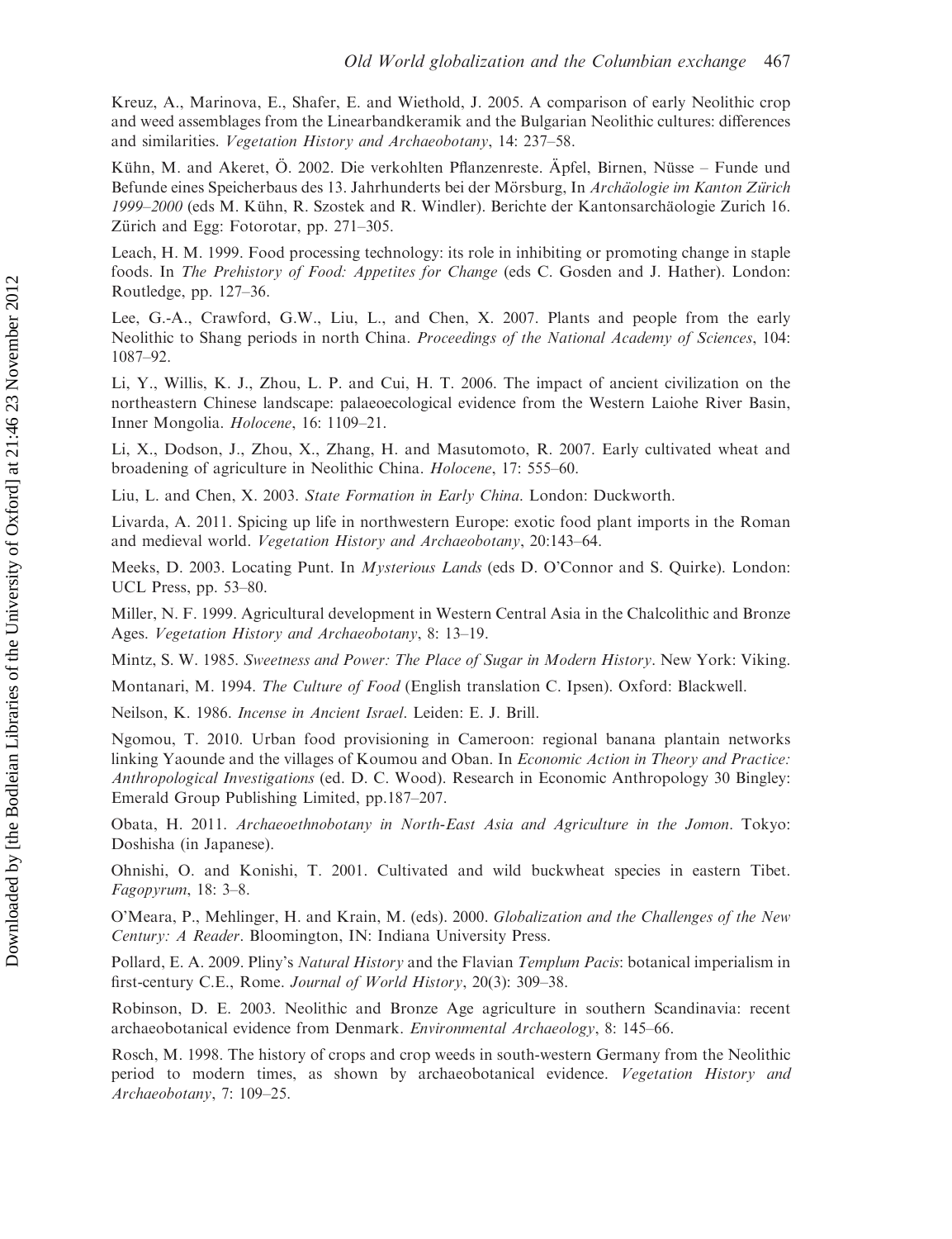Kreuz, A., Marinova, E., Shafer, E. and Wiethold, J. 2005. A comparison of early Neolithic crop and weed assemblages from the Linearbandkeramik and the Bulgarian Neolithic cultures: differences and similarities. *Vegetation History and Archaeobotany*, 14: 237–58.

Kühn, M. and Akeret, Ö. 2002. Die verkohlten Pflanzenreste. Äpfel, Birnen, Nüsse – Funde und Befunde eines Speicherbaus des 13. Jahrhunderts bei der Mörsburg, In *Archäologie im Kanton Zürich 1999–2000* (eds M. Kühn, R. Szostek and R. Windler). Berichte der Kantonsarchäologie Zurich 16. Zürich and Egg: Fotorotar, pp. 271–305.

Leach, H. M. 1999. Food processing technology: its role in inhibiting or promoting change in staple foods. In *The Prehistory of Food: Appetites for Change* (eds C. Gosden and J. Hather). London: Routledge, pp. 127–36.

Lee, G.-A., Crawford, G.W., Liu, L., and Chen, X. 2007. Plants and people from the early Neolithic to Shang periods in north China. *Proceedings of the National Academy of Sciences*, 104: 1087–92.

Li, Y., Willis, K. J., Zhou, L. P. and Cui, H. T. 2006. The impact of ancient civilization on the northeastern Chinese landscape: palaeoecological evidence from the Western Laiohe River Basin, Inner Mongolia. *Holocene*, 16: 1109–21.

Li, X., Dodson, J., Zhou, X., Zhang, H. and Masutomoto, R. 2007. Early cultivated wheat and broadening of agriculture in Neolithic China. *Holocene*, 17: 555–60.

Liu, L. and Chen, X. 2003. *State Formation in Early China*. London: Duckworth.

Livarda, A. 2011. Spicing up life in northwestern Europe: exotic food plant imports in the Roman and medieval world. *Vegetation History and Archaeobotany*, 20:143–64.

Meeks, D. 2003. Locating Punt. In *Mysterious Lands* (eds D. O'Connor and S. Quirke). London: UCL Press, pp. 53–80.

Miller, N. F. 1999. Agricultural development in Western Central Asia in the Chalcolithic and Bronze Ages. *Vegetation History and Archaeobotany*, 8: 13–19.

Mintz, S. W. 1985. *Sweetness and Power: The Place of Sugar in Modern History*. New York: Viking.

Montanari, M. 1994. *The Culture of Food* (English translation C. Ipsen). Oxford: Blackwell.

Neilson, K. 1986. *Incense in Ancient Israel*. Leiden: E. J. Brill.

Ngomou, T. 2010. Urban food provisioning in Cameroon: regional banana plantain networks linking Yaounde and the villages of Koumou and Oban. In *Economic Action in Theory and Practice: Anthropological Investigations* (ed. D. C. Wood). Research in Economic Anthropology 30 Bingley: Emerald Group Publishing Limited, pp.187–207.

Obata, H. 2011. *Archaeoethnobotany in North-East Asia and Agriculture in the Jomon*. Tokyo: Doshisha (in Japanese).

Ohnishi, O. and Konishi, T. 2001. Cultivated and wild buckwheat species in eastern Tibet. *Fagopyrum*, 18: 3–8.

O'Meara, P., Mehlinger, H. and Krain, M. (eds). 2000. *Globalization and the Challenges of the New Century: A Reader*. Bloomington, IN: Indiana University Press.

Pollard, E. A. 2009. Pliny's *Natural History* and the Flavian *Templum Pacis*: botanical imperialism in first-century C.E., Rome. *Journal of World History*, 20(3): 309–38.

Robinson, D. E. 2003. Neolithic and Bronze Age agriculture in southern Scandinavia: recent archaeobotanical evidence from Denmark. *Environmental Archaeology*, 8: 145–66.

Rosch, M. 1998. The history of crops and crop weeds in south-western Germany from the Neolithic period to modern times, as shown by archaeobotanical evidence. *Vegetation History and Archaeobotany*, 7: 109–25.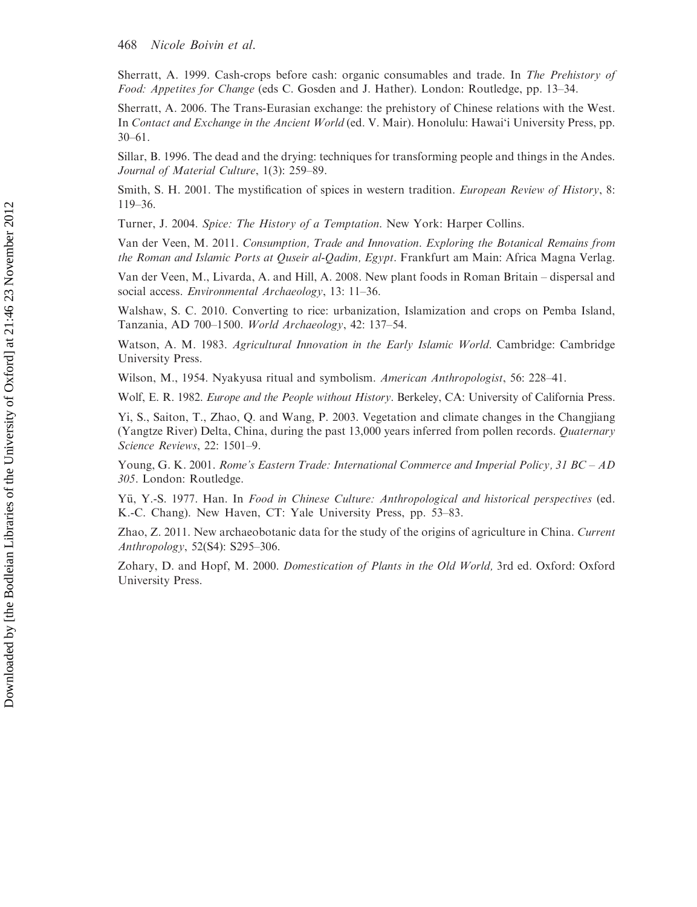Sherratt, A. 1999. Cash-crops before cash: organic consumables and trade. In *The Prehistory of Food: Appetites for Change* (eds C. Gosden and J. Hather). London: Routledge, pp. 13–34.

Sherratt, A. 2006. The Trans-Eurasian exchange: the prehistory of Chinese relations with the West. In *Contact and Exchange in the Ancient World* (ed. V. Mair). Honolulu: Hawai'i University Press, pp. 30–61.

Sillar, B. 1996. The dead and the drying: techniques for transforming people and things in the Andes. *Journal of Material Culture*, 1(3): 259–89.

Smith, S. H. 2001. The mystification of spices in western tradition. *European Review of History*, 8: 119–36.

Turner, J. 2004. *Spice: The History of a Temptation*. New York: Harper Collins.

Van der Veen, M. 2011. *Consumption, Trade and Innovation. Exploring the Botanical Remains from the Roman and Islamic Ports at Quseir al-Qadim, Egypt*. Frankfurt am Main: Africa Magna Verlag.

Van der Veen, M., Livarda, A. and Hill, A. 2008. New plant foods in Roman Britain – dispersal and social access. *Environmental Archaeology*, 13: 11–36.

Walshaw, S. C. 2010. Converting to rice: urbanization, Islamization and crops on Pemba Island, Tanzania, AD 700–1500. *World Archaeology*, 42: 137–54.

Watson, A. M. 1983. *Agricultural Innovation in the Early Islamic World*. Cambridge: Cambridge University Press.

Wilson, M., 1954. Nyakyusa ritual and symbolism. *American Anthropologist*, 56: 228–41.

Wolf, E. R. 1982. *Europe and the People without History*. Berkeley, CA: University of California Press.

Yi, S., Saiton, T., Zhao, Q. and Wang, P. 2003. Vegetation and climate changes in the Changjiang (Yangtze River) Delta, China, during the past 13,000 years inferred from pollen records. *Quaternary Science Reviews*, 22: 1501–9.

Young, G. K. 2001. *Rome's Eastern Trade: International Commerce and Imperial Policy, 31 BC – AD 305*. London: Routledge.

Yü, Y.-S. 1977. Han. In *Food in Chinese Culture: Anthropological and historical perspectives* (ed. K.-C. Chang). New Haven, CT: Yale University Press, pp. 53–83.

Zhao, Z. 2011. New archaeobotanic data for the study of the origins of agriculture in China. *Current Anthropology*, 52(S4): S295–306.

Zohary, D. and Hopf, M. 2000. *Domestication of Plants in the Old World,* 3rd ed. Oxford: Oxford University Press.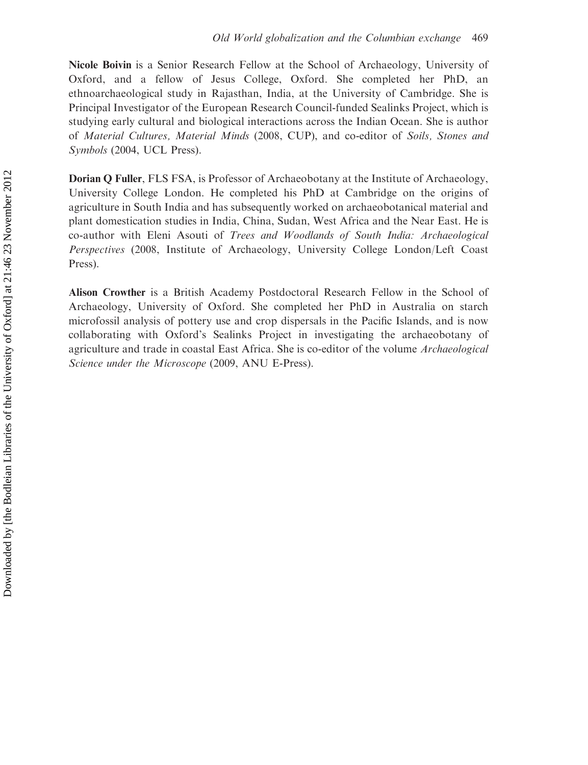**Nicole Boivin** is a Senior Research Fellow at the School of Archaeology, University of Oxford, and a fellow of Jesus College, Oxford. She completed her PhD, an ethnoarchaeological study in Rajasthan, India, at the University of Cambridge. She is Principal Investigator of the European Research Council-funded Sealinks Project, which is studying early cultural and biological interactions across the Indian Ocean. She is author of *Material Cultures, Material Minds* (2008, CUP), and co-editor of *Soils, Stones and Symbols* (2004, UCL Press).

**Dorian Q Fuller**, FLS FSA, is Professor of Archaeobotany at the Institute of Archaeology, University College London. He completed his PhD at Cambridge on the origins of agriculture in South India and has subsequently worked on archaeobotanical material and plant domestication studies in India, China, Sudan, West Africa and the Near East. He is co-author with Eleni Asouti of *Trees and Woodlands of South India: Archaeological Perspectives* (2008, Institute of Archaeology, University College London/Left Coast Press).

**Alison Crowther** is a British Academy Postdoctoral Research Fellow in the School of Archaeology, University of Oxford. She completed her PhD in Australia on starch microfossil analysis of pottery use and crop dispersals in the Pacific Islands, and is now collaborating with Oxford's Sealinks Project in investigating the archaeobotany of agriculture and trade in coastal East Africa. She is co-editor of the volume *Archaeological Science under the Microscope* (2009, ANU E-Press).